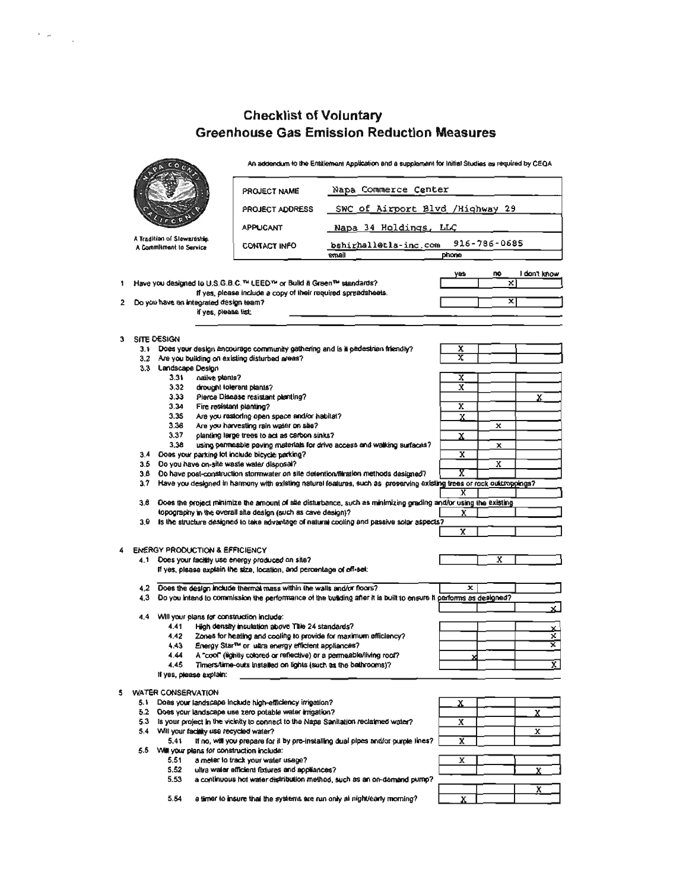# Checklist of Voluntary Greenhouse Gas Emission Reduction Measures

An addendum to the Entitlement Application and a supplement for Initial Studies as required by CEQA

A Tradition of Stewardship
A Commitment to Service

| | |
|---|---|
| PROJECT NAME | Napa Commerce Center |
| PROJECT ADDRESS | SWC of Airport Blvd /Highway 29 |
| APPLICANT | Napa 34 Holdings, LLC |
| CONTACT INFO | bshirhall@tla-inc.com (email) 916-786-0685 (phone) |

| | Question | yes | no | I don't know |
|---|---|---|---|---|
| 1 | Have you designed to U.S.G.B.C.™ LEED™ or Build it Green™ standards? If yes, please include a copy of their required spreadsheets. | | X | |
| 2 | Do you have an integrated design team? If yes, please list: | | X | |
| **3** | **SITE DESIGN** | | | |
| 3.1 | Does your design encourage community gathering and is it pedestrian friendly? | X | | |
| 3.2 | Are you building on existing disturbed areas? | X | | |
| 3.3 | Landscape Design | | | |
| 3.31 | native plants? | X | | |
| 3.32 | drought tolerant plants? | X | | |
| 3.33 | Pierce Disease resistant planting? | | | X |
| 3.34 | Fire resistant planting? | X | | |
| 3.35 | Are you restoring open space and/or habitat? | X | | |
| 3.36 | Are you harvesting rain water on site? | | X | |
| 3.37 | planting large trees to act as carbon sinks? | X | | |
| 3.38 | using permeable paving materials for drive access and walking surfaces? | | X | |
| 3.4 | Does your parking lot include bicycle parking? | X | | |
| 3.5 | Do you have on-site waste water disposal? | | X | |
| 3.6 | Do have post-construction stormwater on site detention/filtration methods designed? | X | | |
| 3.7 | Have you designed in harmony with existing natural features, such as preserving existing trees or rock outcroppings? | X | | |
| 3.8 | Does the project minimize the amount of site disturbance, such as minimizing grading and/or using the existing topography in the overall site design (such as cave design)? | X | | |
| 3.9 | Is the structure designed to take advantage of natural cooling and passive solar aspects? | X | | |
| **4** | **ENERGY PRODUCTION & EFFICIENCY** | | | |
| 4.1 | Does your facility use energy produced on site? If yes, please explain the size, location, and percentage of off-set: | | X | |
| 4.2 | Does the design include thermal mass within the walls and/or floors? | X | | |
| 4.3 | Do you intend to commission the performance of the building after it is built to ensure it performs as designed? | | | X |
| 4.4 | Will your plans for construction include: | | | |
| 4.41 | High density insulation above Title 24 standards? | | | X |
| 4.42 | Zones for heating and cooling to provide for maximum efficiency? | | | X |
| 4.43 | Energy Star™ or ultra energy efficient appliances? | | | X |
| 4.44 | A "cool" (lightly colored or reflective) or a permeable/living roof? | X | | |
| 4.45 | Timers/time-outs installed on lights (such as the bathrooms)? If yes, please explain: | | | X |
| **5** | **WATER CONSERVATION** | | | |
| 5.1 | Does your landscape include high-efficiency irrigation? | X | | |
| 5.2 | Does your landscape use zero potable water irrigation? | | | X |
| 5.3 | Is your project in the vicinity to connect to the Napa Sanitation reclaimed water? | X | | |
| 5.4 | Will your facility use recycled water? | | | X |
| 5.41 | If no, will you prepare for it by pre-installing dual pipes and/or purple lines? | X | | |
| 5.5 | Will your plans for construction include: | | | |
| 5.51 | a meter to track your water usage? | X | | |
| 5.52 | ultra water efficient fixtures and appliances? | | | X |
| 5.53 | a continuous hot water distribution method, such as an on-demand pump? | | | X |
| 5.54 | a timer to insure that the systems are run only at night/early morning? | X | | |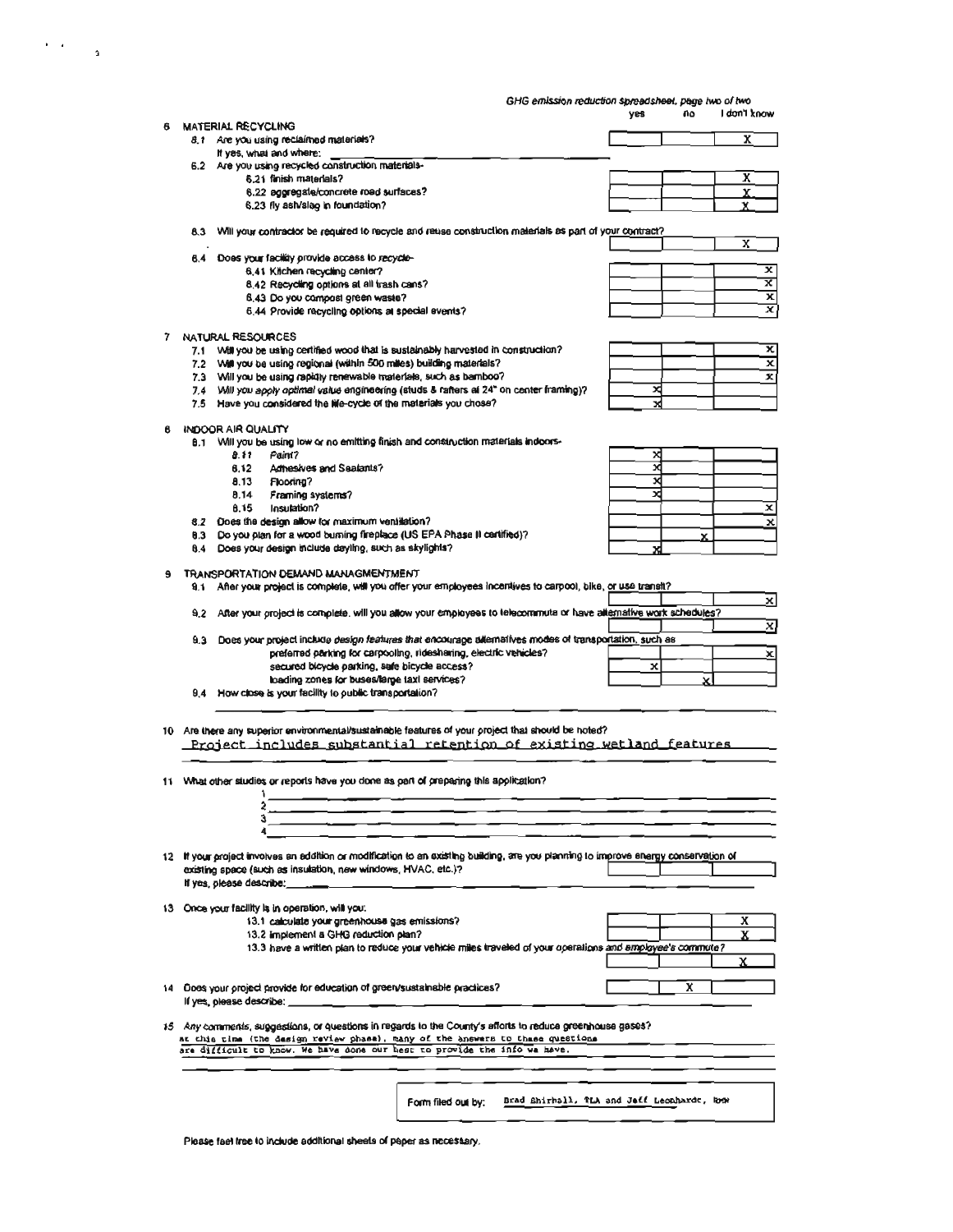GHG emission reduction spreadsheet, page two of two

## 6 MATERIAL RECYCLING

| | yes | no | I don't know |
|---|---|---|---|
| 6.1 Are you using reclaimed materials? | | | X |
| If yes, what and where: | | | |
| 6.2 Are you using recycled construction materials- | | | |
| 6.21 finish materials? | | | X |
| 6.22 aggregate/concrete road surfaces? | | | X |
| 6.23 fly ash/slag in foundation? | | | X |
| 6.3 Will your contractor be required to recycle and reuse construction materials as part of your contract? | | | X |
| 6.4 Does your facility provide access to *recycle-* | | | |
| 6.41 Kitchen recycling center? | | | X |
| 6.42 Recycling options at all trash cans? | | | X |
| 6.43 Do you compost green waste? | | | X |
| 6.44 Provide recycling options at special events? | | | X |

## 7 NATURAL RESOURCES

| | yes | no | I don't know |
|---|---|---|---|
| 7.1 Will you be using certified wood that is sustainably harvested in construction? | | | X |
| 7.2 Will you be using regional (within 500 miles) building materials? | | | X |
| 7.3 Will you be using rapidly renewable materials, such as bamboo? | | | X |
| 7.4 Will you apply *optimal value* engineering (studs & rafters at 24" on center framing)? | X | | |
| 7.5 Have you considered the life-cycle of the materials you chose? | X | | |

## 8 INDOOR AIR QUALITY

| | yes | no | I don't know |
|---|---|---|---|
| 8.1 Will you be using low or no emitting finish and construction materials indoors- | | | |
| 8.11 *Paint?* | X | | |
| 8.12 Adhesives and Sealants? | X | | |
| 8.13 Flooring? | X | | |
| 8.14 Framing systems? | X | | |
| 8.15 Insulation? | | | X |
| 8.2 Does the design allow for maximum ventilation? | | | X |
| 8.3 Do you plan for a wood burning fireplace (US EPA Phase II certified)? | | X | |
| 8.4 Does your design include dayling, such as skylights? | X | | |

## 9 TRANSPORTATION DEMAND MANAGMENTMENT

| | yes | no | I don't know |
|---|---|---|---|
| 9.1 After your project is complete, will you offer your employees incentives to carpool, bike, or use transit? | | | X |
| 9.2 After your project is complete, will you allow your employees to telecommute or have alternative work schedules? | | | X |
| 9.3 Does your project include *design features* that encourage alternatives modes of transportation, such as | | | |
| preferred parking for carpooling, ridesharing, electric vehicles? | | | X |
| secured bicycle parking, safe bicycle access? | X | | |
| loading zones for buses/large taxi services? | | X | |

9.4 How close is your facility to public transportation?

10 Are there any superior environmental/sustainable features of your project that should be noted?

Project includes substantial retention of existing wetland features

11 What other studies or reports have you done as part of preparing this application?

1. 
2. 
3. 
4. 

12 If your project involves an addition or modification to an existing building, are you planning to improve energy conservation of existing space (such as insulation, new windows, HVAC, etc.)?

If yes, please describe:

13 Once your facility is in operation, will you:

| | yes | no | I don't know |
|---|---|---|---|
| 13.1 calculate your greenhouse gas emissions? | | | X |
| 13.2 implement a GHG reduction plan? | | | X |
| 13.3 have a written plan to reduce your vehicle miles traveled of your operations *and employee's commute?* | | | X |

| | yes | no | I don't know |
|---|---|---|---|
| 14 Does your project provide for education of green/sustainable practices? | | X | |

If yes, please describe:

*15 Any comments, suggestions, or questions in regards to the County's efforts to reduce greenhouse gases?*

at this time (the design review phase), many of the answers to these questions are difficult to know. We have done our best to provide the info we have.

Form filed out by: Brad Shirhall, PLA and Jeff Leonhardt, RDM

Please feel free to include additional sheets of paper as necessary.